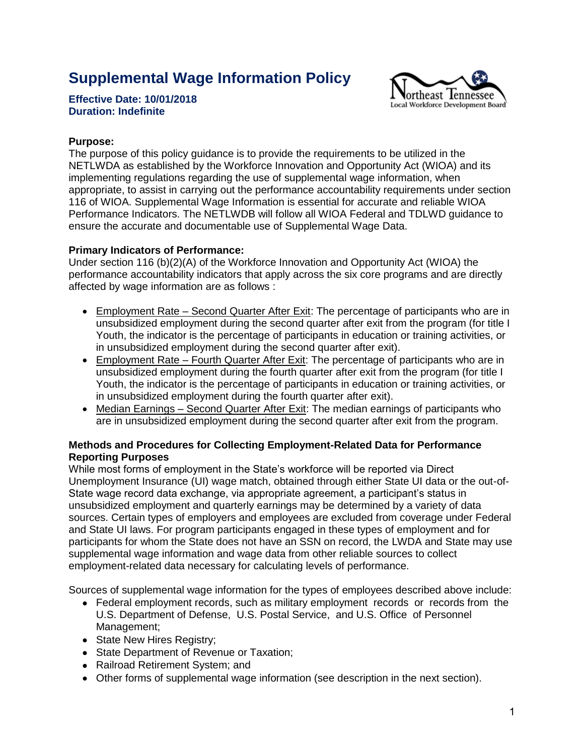# Supplemental Wage Information Policy

**Effective Date: 10/01/2018**
**Duration: Indefinite**

**Purpose:**
The purpose of this policy guidance is to provide the requirements to be utilized in the NETLWDA as established by the Workforce Innovation and Opportunity Act (WIOA) and its implementing regulations regarding the use of supplemental wage information, when appropriate, to assist in carrying out the performance accountability requirements under section 116 of WIOA. Supplemental Wage Information is essential for accurate and reliable WIOA Performance Indicators. The NETLWDB will follow all WIOA Federal and TDLWD guidance to ensure the accurate and documentable use of Supplemental Wage Data.

**Primary Indicators of Performance:**
Under section 116 (b)(2)(A) of the Workforce Innovation and Opportunity Act (WIOA) the performance accountability indicators that apply across the six core programs and are directly affected by wage information are as follows :

- Employment Rate – Second Quarter After Exit: The percentage of participants who are in unsubsidized employment during the second quarter after exit from the program (for title I Youth, the indicator is the percentage of participants in education or training activities, or in unsubsidized employment during the second quarter after exit).
- Employment Rate – Fourth Quarter After Exit: The percentage of participants who are in unsubsidized employment during the fourth quarter after exit from the program (for title I Youth, the indicator is the percentage of participants in education or training activities, or in unsubsidized employment during the fourth quarter after exit).
- Median Earnings – Second Quarter After Exit: The median earnings of participants who are in unsubsidized employment during the second quarter after exit from the program.

**Methods and Procedures for Collecting Employment-Related Data for Performance Reporting Purposes**
While most forms of employment in the State's workforce will be reported via Direct Unemployment Insurance (UI) wage match, obtained through either State UI data or the out-of-State wage record data exchange, via appropriate agreement, a participant's status in unsubsidized employment and quarterly earnings may be determined by a variety of data sources. Certain types of employers and employees are excluded from coverage under Federal and State UI laws. For program participants engaged in these types of employment and for participants for whom the State does not have an SSN on record, the LWDA and State may use supplemental wage information and wage data from other reliable sources to collect employment-related data necessary for calculating levels of performance.

Sources of supplemental wage information for the types of employees described above include:

- Federal employment records, such as military employment records or records from the U.S. Department of Defense, U.S. Postal Service, and U.S. Office of Personnel Management;
- State New Hires Registry;
- State Department of Revenue or Taxation;
- Railroad Retirement System; and
- Other forms of supplemental wage information (see description in the next section).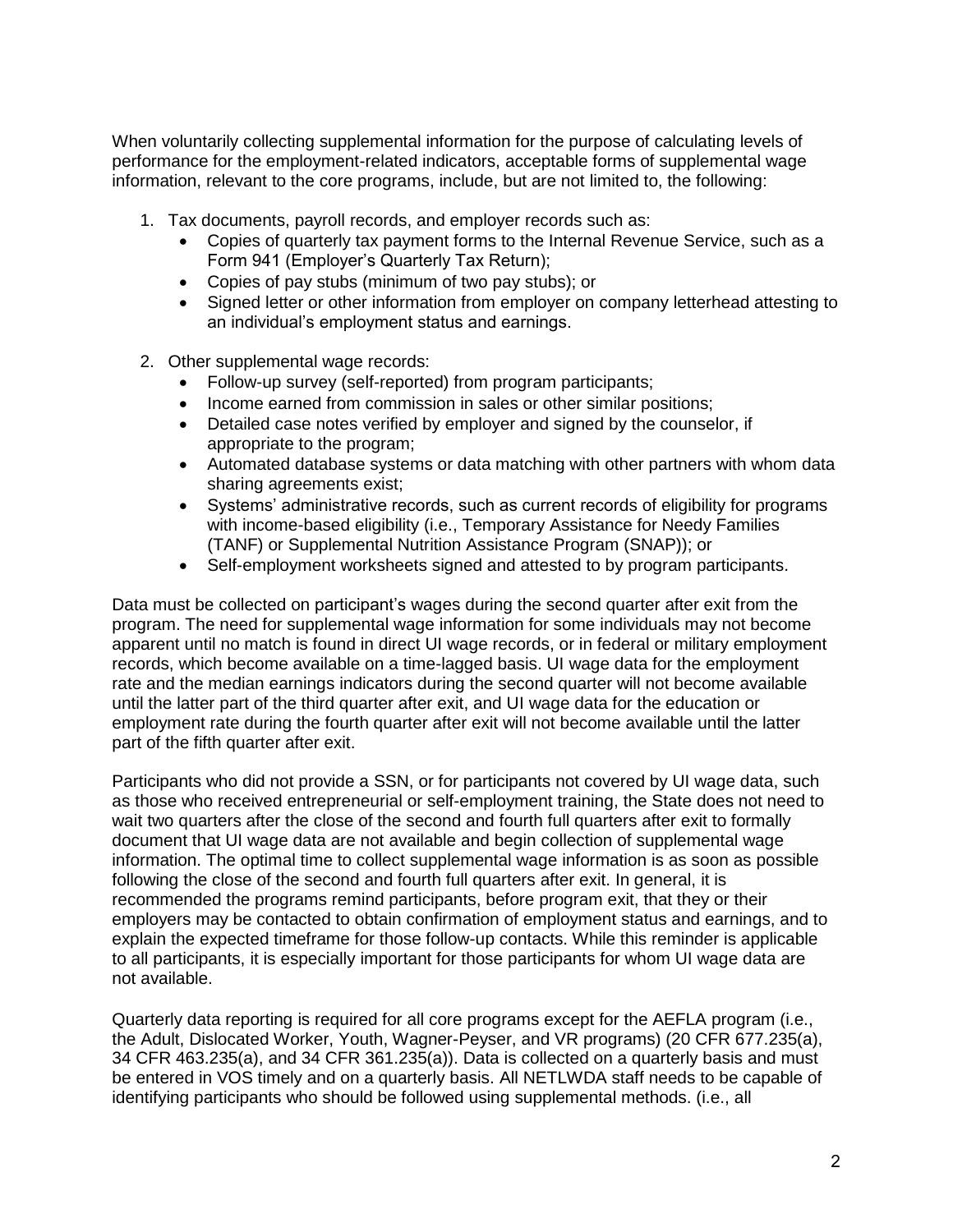When voluntarily collecting supplemental information for the purpose of calculating levels of performance for the employment-related indicators, acceptable forms of supplemental wage information, relevant to the core programs, include, but are not limited to, the following:

1. Tax documents, payroll records, and employer records such as:
   - Copies of quarterly tax payment forms to the Internal Revenue Service, such as a Form 941 (Employer's Quarterly Tax Return);
   - Copies of pay stubs (minimum of two pay stubs); or
   - Signed letter or other information from employer on company letterhead attesting to an individual's employment status and earnings.

2. Other supplemental wage records:
   - Follow-up survey (self-reported) from program participants;
   - Income earned from commission in sales or other similar positions;
   - Detailed case notes verified by employer and signed by the counselor, if appropriate to the program;
   - Automated database systems or data matching with other partners with whom data sharing agreements exist;
   - Systems' administrative records, such as current records of eligibility for programs with income-based eligibility (i.e., Temporary Assistance for Needy Families (TANF) or Supplemental Nutrition Assistance Program (SNAP)); or
   - Self-employment worksheets signed and attested to by program participants.

Data must be collected on participant's wages during the second quarter after exit from the program. The need for supplemental wage information for some individuals may not become apparent until no match is found in direct UI wage records, or in federal or military employment records, which become available on a time-lagged basis. UI wage data for the employment rate and the median earnings indicators during the second quarter will not become available until the latter part of the third quarter after exit, and UI wage data for the education or employment rate during the fourth quarter after exit will not become available until the latter part of the fifth quarter after exit.

Participants who did not provide a SSN, or for participants not covered by UI wage data, such as those who received entrepreneurial or self-employment training, the State does not need to wait two quarters after the close of the second and fourth full quarters after exit to formally document that UI wage data are not available and begin collection of supplemental wage information. The optimal time to collect supplemental wage information is as soon as possible following the close of the second and fourth full quarters after exit. In general, it is recommended the programs remind participants, before program exit, that they or their employers may be contacted to obtain confirmation of employment status and earnings, and to explain the expected timeframe for those follow-up contacts. While this reminder is applicable to all participants, it is especially important for those participants for whom UI wage data are not available.

Quarterly data reporting is required for all core programs except for the AEFLA program (i.e., the Adult, Dislocated Worker, Youth, Wagner-Peyser, and VR programs) (20 CFR 677.235(a), 34 CFR 463.235(a), and 34 CFR 361.235(a)). Data is collected on a quarterly basis and must be entered in VOS timely and on a quarterly basis. All NETLWDA staff needs to be capable of identifying participants who should be followed using supplemental methods. (i.e., all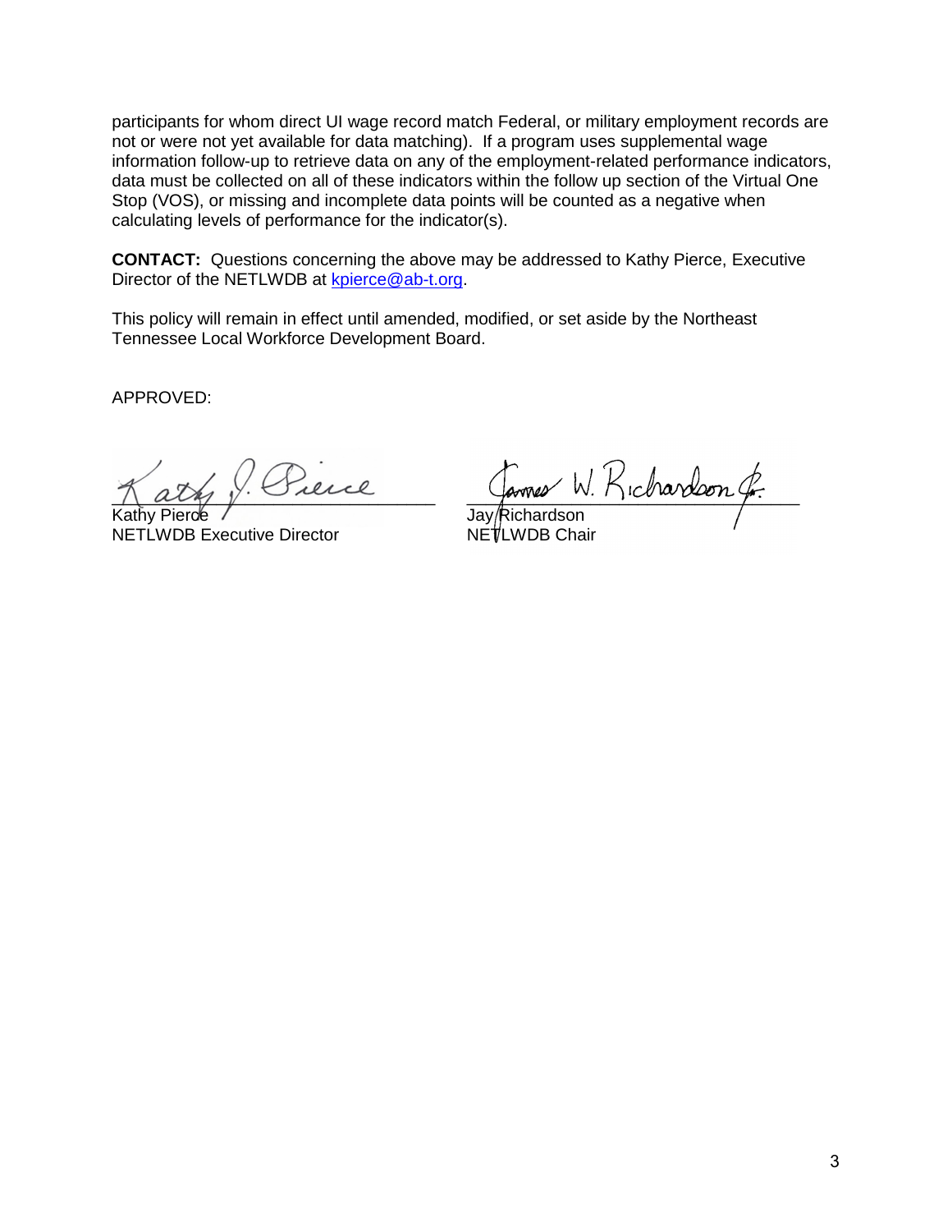participants for whom direct UI wage record match Federal, or military employment records are not or were not yet available for data matching). If a program uses supplemental wage information follow-up to retrieve data on any of the employment-related performance indicators, data must be collected on all of these indicators within the follow up section of the Virtual One Stop (VOS), or missing and incomplete data points will be counted as a negative when calculating levels of performance for the indicator(s).

**CONTACT:** Questions concerning the above may be addressed to Kathy Pierce, Executive Director of the NETLWDB at kpierce@ab-t.org.

This policy will remain in effect until amended, modified, or set aside by the Northeast Tennessee Local Workforce Development Board.

APPROVED:

Kathy Pierce
NETLWDB Executive Director

Jay Richardson
NETLWDB Chair